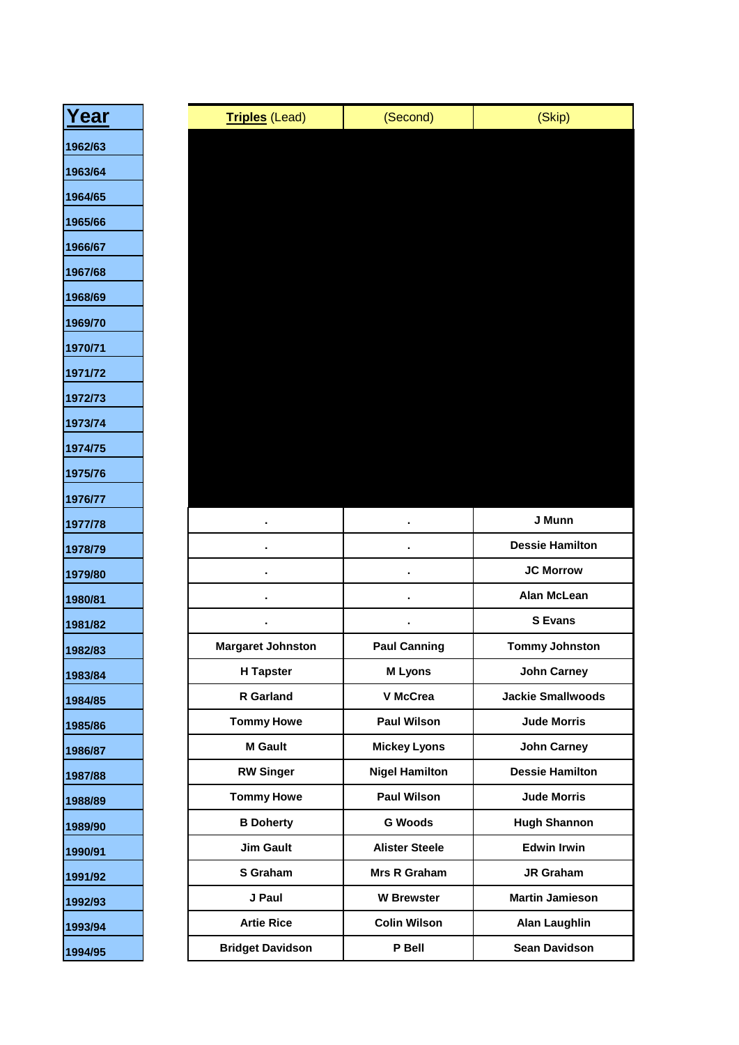| Year | **Triples** (Lead) | (Second) | (Skip) |
|---|---|---|---|
| 1962/63 | | | |
| 1963/64 | | | |
| 1964/65 | | | |
| 1965/66 | | | |
| 1966/67 | | | |
| 1967/68 | | | |
| 1968/69 | | | |
| 1969/70 | | | |
| 1970/71 | | | |
| 1971/72 | | | |
| 1972/73 | | | |
| 1973/74 | | | |
| 1974/75 | | | |
| 1975/76 | | | |
| 1976/77 | | | |
| 1977/78 | . | . | J Munn |
| 1978/79 | . | . | Dessie Hamilton |
| 1979/80 | . | . | JC Morrow |
| 1980/81 | . | . | Alan McLean |
| 1981/82 | . | . | S Evans |
| 1982/83 | Margaret Johnston | Paul Canning | Tommy Johnston |
| 1983/84 | H Tapster | M Lyons | John Carney |
| 1984/85 | R Garland | V McCrea | Jackie Smallwoods |
| 1985/86 | Tommy Howe | Paul Wilson | Jude Morris |
| 1986/87 | M Gault | Mickey Lyons | John Carney |
| 1987/88 | RW Singer | Nigel Hamilton | Dessie Hamilton |
| 1988/89 | Tommy Howe | Paul Wilson | Jude Morris |
| 1989/90 | B Doherty | G Woods | Hugh Shannon |
| 1990/91 | Jim Gault | Alister Steele | Edwin Irwin |
| 1991/92 | S Graham | Mrs R Graham | JR Graham |
| 1992/93 | J Paul | W Brewster | Martin Jamieson |
| 1993/94 | Artie Rice | Colin Wilson | Alan Laughlin |
| 1994/95 | Bridget Davidson | P Bell | Sean Davidson |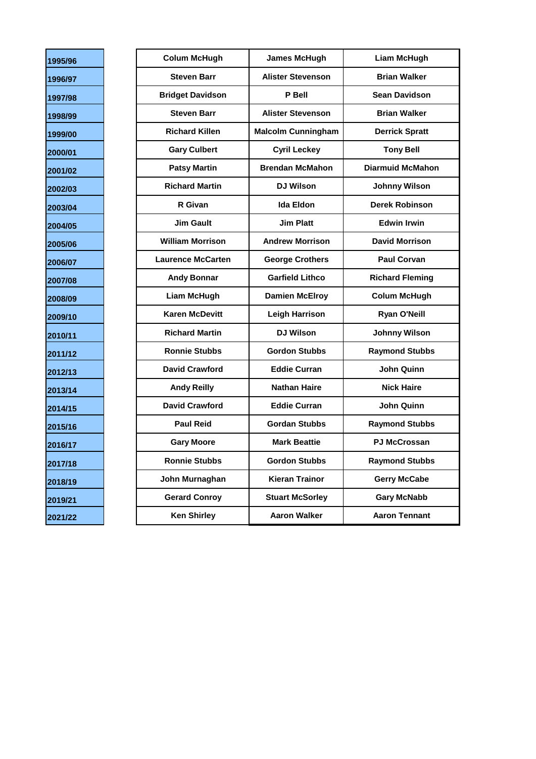| | | | |
|---|---|---|---|
| 1995/96 | Colum McHugh | James McHugh | Liam McHugh |
| 1996/97 | Steven Barr | Alister Stevenson | Brian Walker |
| 1997/98 | Bridget Davidson | P Bell | Sean Davidson |
| 1998/99 | Steven Barr | Alister Stevenson | Brian Walker |
| 1999/00 | Richard Killen | Malcolm Cunningham | Derrick Spratt |
| 2000/01 | Gary Culbert | Cyril Leckey | Tony Bell |
| 2001/02 | Patsy Martin | Brendan McMahon | Diarmuid McMahon |
| 2002/03 | Richard Martin | DJ Wilson | Johnny Wilson |
| 2003/04 | R Givan | Ida Eldon | Derek Robinson |
| 2004/05 | Jim Gault | Jim Platt | Edwin Irwin |
| 2005/06 | William Morrison | Andrew Morrison | David Morrison |
| 2006/07 | Laurence McCarten | George Crothers | Paul Corvan |
| 2007/08 | Andy Bonnar | Garfield Lithco | Richard Fleming |
| 2008/09 | Liam McHugh | Damien McElroy | Colum McHugh |
| 2009/10 | Karen McDevitt | Leigh Harrison | Ryan O'Neill |
| 2010/11 | Richard Martin | DJ Wilson | Johnny Wilson |
| 2011/12 | Ronnie Stubbs | Gordon Stubbs | Raymond Stubbs |
| 2012/13 | David Crawford | Eddie Curran | John Quinn |
| 2013/14 | Andy Reilly | Nathan Haire | Nick Haire |
| 2014/15 | David Crawford | Eddie Curran | John Quinn |
| 2015/16 | Paul Reid | Gordan Stubbs | Raymond Stubbs |
| 2016/17 | Gary Moore | Mark Beattie | PJ McCrossan |
| 2017/18 | Ronnie Stubbs | Gordon Stubbs | Raymond Stubbs |
| 2018/19 | John Murnaghan | Kieran Trainor | Gerry McCabe |
| 2019/21 | Gerard Conroy | Stuart McSorley | Gary McNabb |
| 2021/22 | Ken Shirley | Aaron Walker | Aaron Tennant |